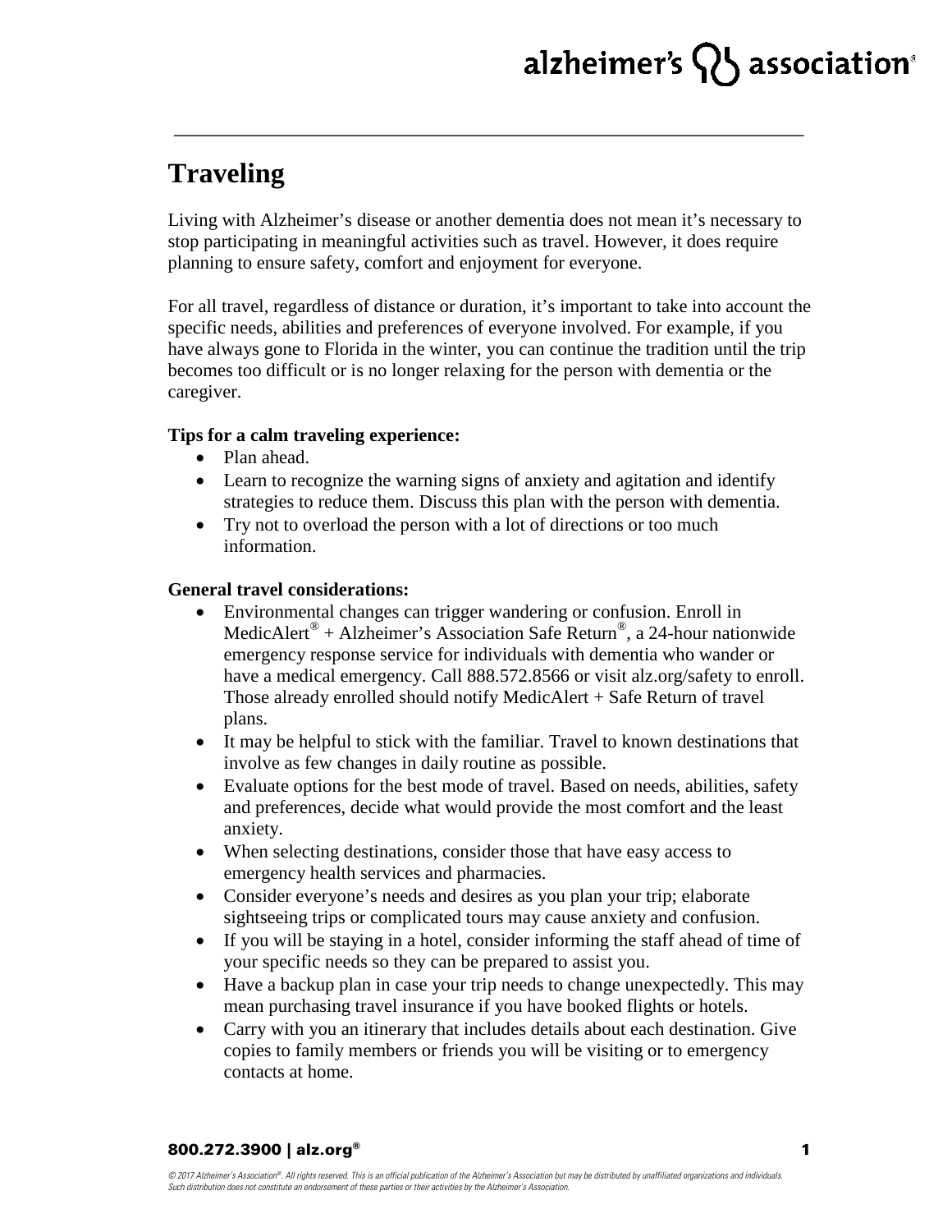# Traveling

Living with Alzheimer's disease or another dementia does not mean it's necessary to stop participating in meaningful activities such as travel. However, it does require planning to ensure safety, comfort and enjoyment for everyone.

For all travel, regardless of distance or duration, it's important to take into account the specific needs, abilities and preferences of everyone involved. For example, if you have always gone to Florida in the winter, you can continue the tradition until the trip becomes too difficult or is no longer relaxing for the person with dementia or the caregiver.

**Tips for a calm traveling experience:**

- Plan ahead.
- Learn to recognize the warning signs of anxiety and agitation and identify strategies to reduce them. Discuss this plan with the person with dementia.
- Try not to overload the person with a lot of directions or too much information.

**General travel considerations:**

- Environmental changes can trigger wandering or confusion. Enroll in MedicAlert® + Alzheimer's Association Safe Return®, a 24-hour nationwide emergency response service for individuals with dementia who wander or have a medical emergency. Call 888.572.8566 or visit alz.org/safety to enroll. Those already enrolled should notify MedicAlert + Safe Return of travel plans.
- It may be helpful to stick with the familiar. Travel to known destinations that involve as few changes in daily routine as possible.
- Evaluate options for the best mode of travel. Based on needs, abilities, safety and preferences, decide what would provide the most comfort and the least anxiety.
- When selecting destinations, consider those that have easy access to emergency health services and pharmacies.
- Consider everyone's needs and desires as you plan your trip; elaborate sightseeing trips or complicated tours may cause anxiety and confusion.
- If you will be staying in a hotel, consider informing the staff ahead of time of your specific needs so they can be prepared to assist you.
- Have a backup plan in case your trip needs to change unexpectedly. This may mean purchasing travel insurance if you have booked flights or hotels.
- Carry with you an itinerary that includes details about each destination. Give copies to family members or friends you will be visiting or to emergency contacts at home.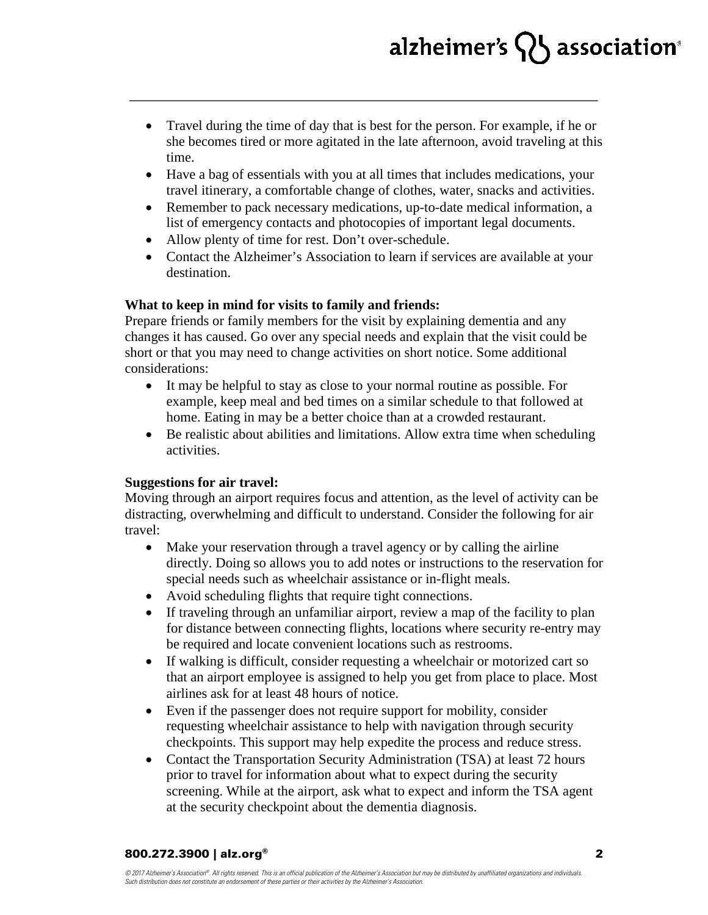- Travel during the time of day that is best for the person. For example, if he or she becomes tired or more agitated in the late afternoon, avoid traveling at this time.
- Have a bag of essentials with you at all times that includes medications, your travel itinerary, a comfortable change of clothes, water, snacks and activities.
- Remember to pack necessary medications, up-to-date medical information, a list of emergency contacts and photocopies of important legal documents.
- Allow plenty of time for rest. Don't over-schedule.
- Contact the Alzheimer's Association to learn if services are available at your destination.

**What to keep in mind for visits to family and friends:**
Prepare friends or family members for the visit by explaining dementia and any changes it has caused. Go over any special needs and explain that the visit could be short or that you may need to change activities on short notice. Some additional considerations:

- It may be helpful to stay as close to your normal routine as possible. For example, keep meal and bed times on a similar schedule to that followed at home. Eating in may be a better choice than at a crowded restaurant.
- Be realistic about abilities and limitations. Allow extra time when scheduling activities.

**Suggestions for air travel:**
Moving through an airport requires focus and attention, as the level of activity can be distracting, overwhelming and difficult to understand. Consider the following for air travel:

- Make your reservation through a travel agency or by calling the airline directly. Doing so allows you to add notes or instructions to the reservation for special needs such as wheelchair assistance or in-flight meals.
- Avoid scheduling flights that require tight connections.
- If traveling through an unfamiliar airport, review a map of the facility to plan for distance between connecting flights, locations where security re-entry may be required and locate convenient locations such as restrooms.
- If walking is difficult, consider requesting a wheelchair or motorized cart so that an airport employee is assigned to help you get from place to place. Most airlines ask for at least 48 hours of notice.
- Even if the passenger does not require support for mobility, consider requesting wheelchair assistance to help with navigation through security checkpoints. This support may help expedite the process and reduce stress.
- Contact the Transportation Security Administration (TSA) at least 72 hours prior to travel for information about what to expect during the security screening. While at the airport, ask what to expect and inform the TSA agent at the security checkpoint about the dementia diagnosis.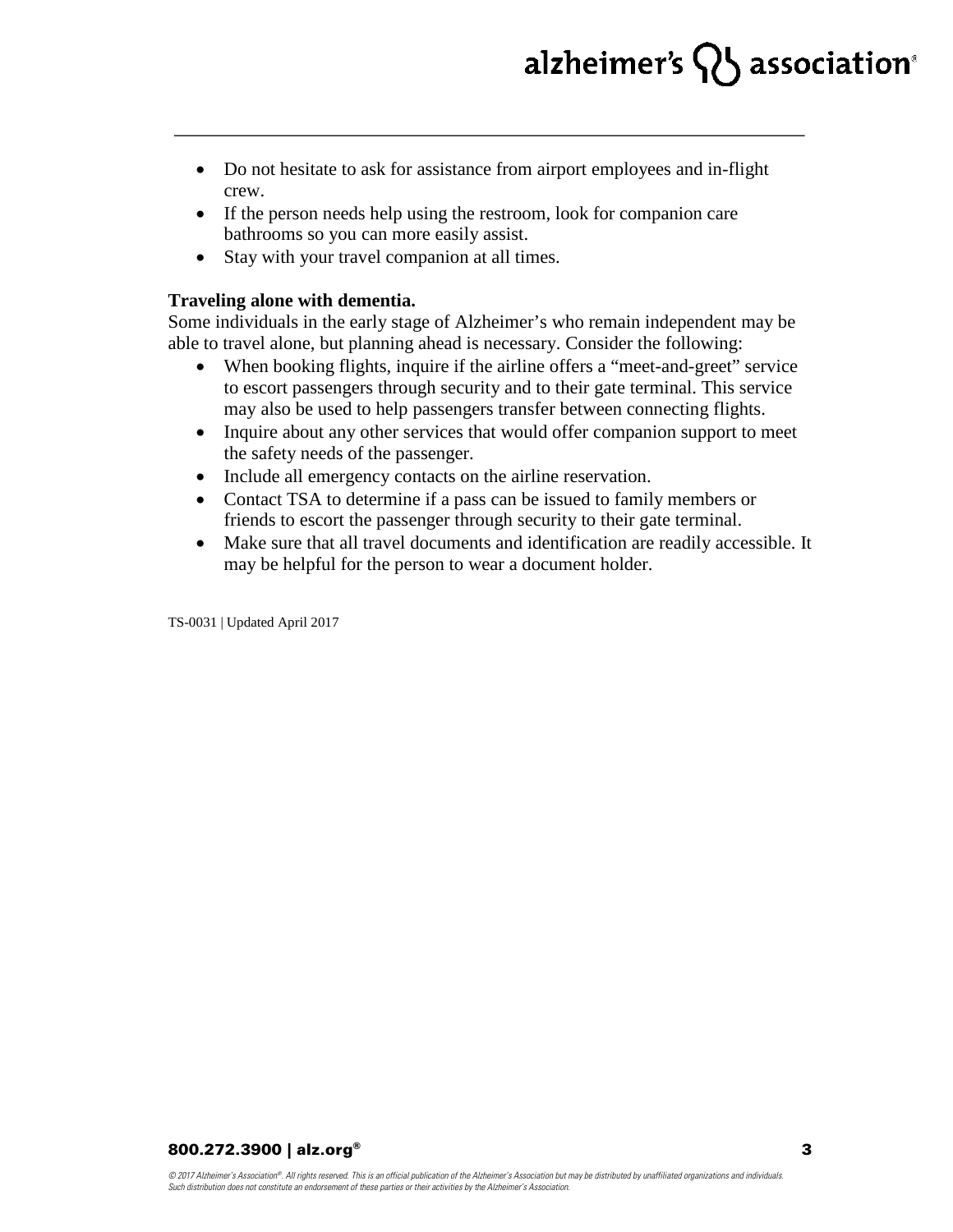- Do not hesitate to ask for assistance from airport employees and in-flight crew.
- If the person needs help using the restroom, look for companion care bathrooms so you can more easily assist.
- Stay with your travel companion at all times.

**Traveling alone with dementia.**

Some individuals in the early stage of Alzheimer's who remain independent may be able to travel alone, but planning ahead is necessary. Consider the following:

- When booking flights, inquire if the airline offers a "meet-and-greet" service to escort passengers through security and to their gate terminal. This service may also be used to help passengers transfer between connecting flights.
- Inquire about any other services that would offer companion support to meet the safety needs of the passenger.
- Include all emergency contacts on the airline reservation.
- Contact TSA to determine if a pass can be issued to family members or friends to escort the passenger through security to their gate terminal.
- Make sure that all travel documents and identification are readily accessible. It may be helpful for the person to wear a document holder.

TS-0031 | Updated April 2017